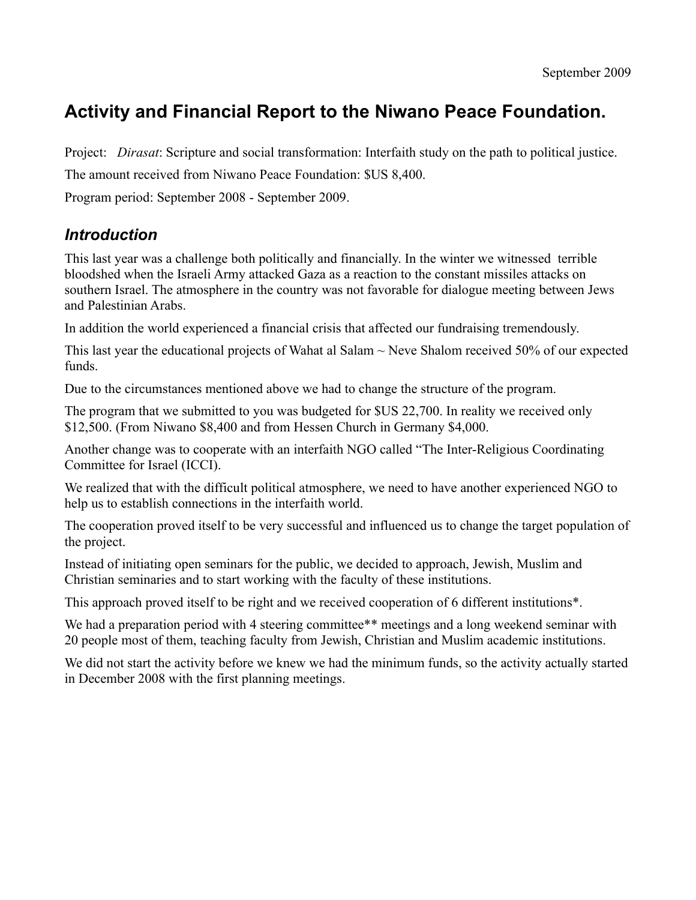September 2009

# Activity and Financial Report to the Niwano Peace Foundation.

Project: *Dirasat*: Scripture and social transformation: Interfaith study on the path to political justice.

The amount received from Niwano Peace Foundation: $US 8,400.

Program period: September 2008 - September 2009.

## *Introduction*

This last year was a challenge both politically and financially. In the winter we witnessed terrible bloodshed when the Israeli Army attacked Gaza as a reaction to the constant missiles attacks on southern Israel. The atmosphere in the country was not favorable for dialogue meeting between Jews and Palestinian Arabs.

In addition the world experienced a financial crisis that affected our fundraising tremendously.

This last year the educational projects of Wahat al Salam ~ Neve Shalom received 50% of our expected funds.

Due to the circumstances mentioned above we had to change the structure of the program.

The program that we submitted to you was budgeted for $US 22,700. In reality we received only $12,500. (From Niwano $8,400 and from Hessen Church in Germany $4,000.

Another change was to cooperate with an interfaith NGO called "The Inter-Religious Coordinating Committee for Israel (ICCI).

We realized that with the difficult political atmosphere, we need to have another experienced NGO to help us to establish connections in the interfaith world.

The cooperation proved itself to be very successful and influenced us to change the target population of the project.

Instead of initiating open seminars for the public, we decided to approach, Jewish, Muslim and Christian seminaries and to start working with the faculty of these institutions.

This approach proved itself to be right and we received cooperation of 6 different institutions*.

We had a preparation period with 4 steering committee** meetings and a long weekend seminar with 20 people most of them, teaching faculty from Jewish, Christian and Muslim academic institutions.

We did not start the activity before we knew we had the minimum funds, so the activity actually started in December 2008 with the first planning meetings.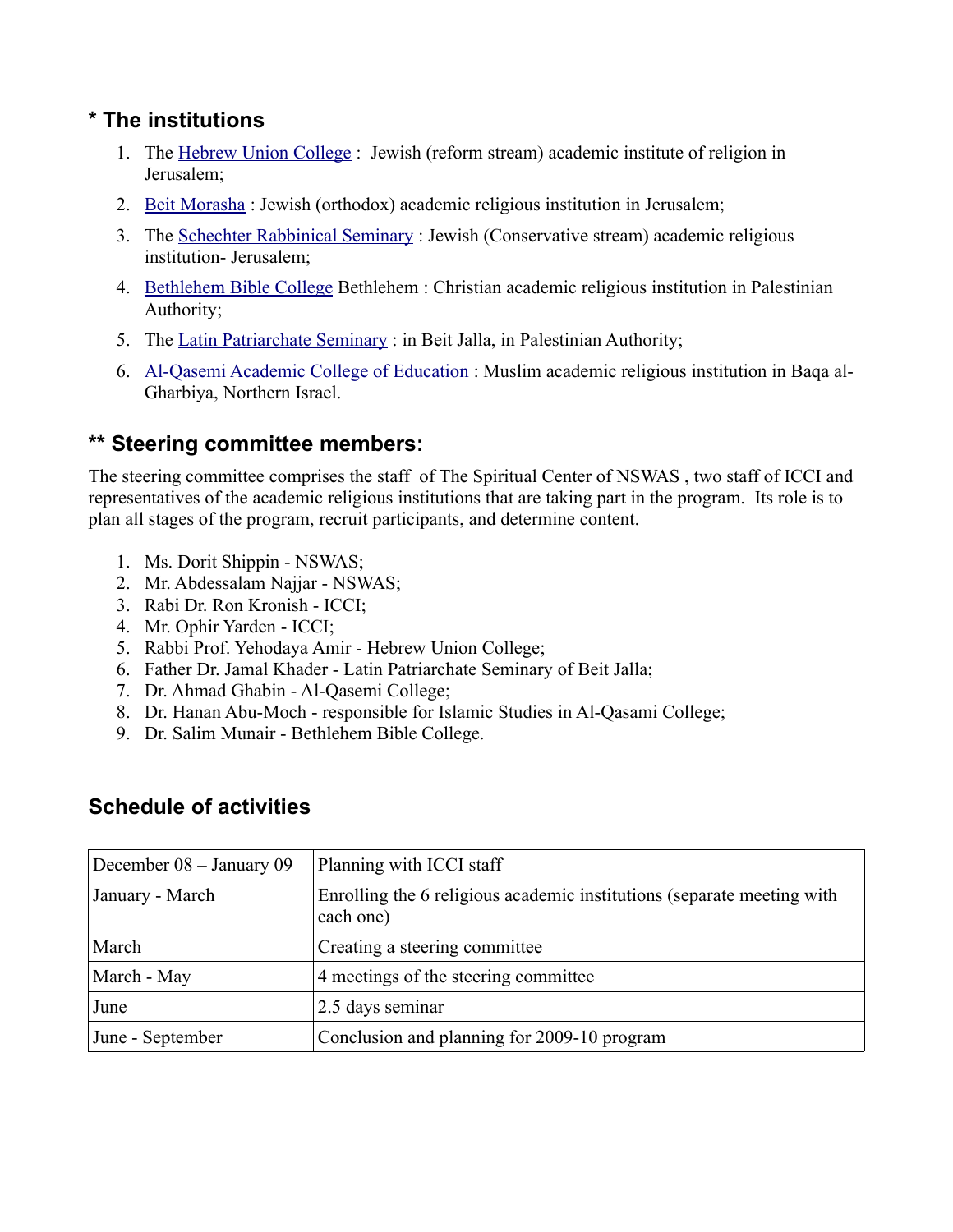## * The institutions

1. The Hebrew Union College : Jewish (reform stream) academic institute of religion in Jerusalem;
2. Beit Morasha : Jewish (orthodox) academic religious institution in Jerusalem;
3. The Schechter Rabbinical Seminary : Jewish (Conservative stream) academic religious institution- Jerusalem;
4. Bethlehem Bible College Bethlehem : Christian academic religious institution in Palestinian Authority;
5. The Latin Patriarchate Seminary : in Beit Jalla, in Palestinian Authority;
6. Al-Qasemi Academic College of Education : Muslim academic religious institution in Baqa al-Gharbiya, Northern Israel.

## ** Steering committee members:

The steering committee comprises the staff of The Spiritual Center of NSWAS , two staff of ICCI and representatives of the academic religious institutions that are taking part in the program. Its role is to plan all stages of the program, recruit participants, and determine content.

1. Ms. Dorit Shippin - NSWAS;
2. Mr. Abdessalam Najjar - NSWAS;
3. Rabi Dr. Ron Kronish - ICCI;
4. Mr. Ophir Yarden - ICCI;
5. Rabbi Prof. Yehodaya Amir - Hebrew Union College;
6. Father Dr. Jamal Khader - Latin Patriarchate Seminary of Beit Jalla;
7. Dr. Ahmad Ghabin - Al-Qasemi College;
8. Dr. Hanan Abu-Moch - responsible for Islamic Studies in Al-Qasami College;
9. Dr. Salim Munair - Bethlehem Bible College.

## Schedule of activities

| | |
|---|---|
| December 08 – January 09 | Planning with ICCI staff |
| January - March | Enrolling the 6 religious academic institutions (separate meeting with each one) |
| March | Creating a steering committee |
| March - May | 4 meetings of the steering committee |
| June | 2.5 days seminar |
| June - September | Conclusion and planning for 2009-10 program |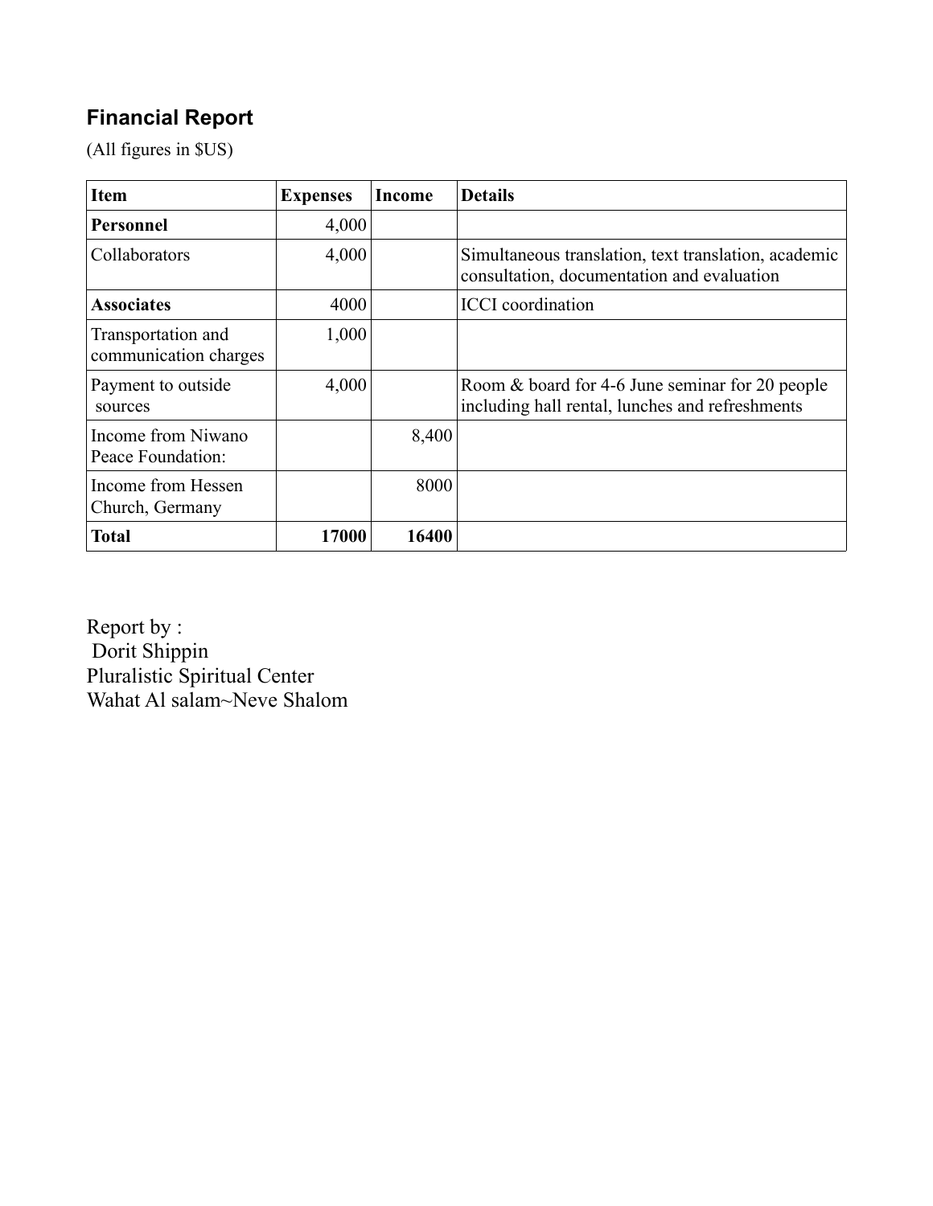## Financial Report

(All figures in $US)

| Item | Expenses | Income | Details |
|---|---|---|---|
| **Personnel** | 4,000 | | |
| Collaborators | 4,000 | | Simultaneous translation, text translation, academic consultation, documentation and evaluation |
| **Associates** | 4000 | | ICCI coordination |
| Transportation and communication charges | 1,000 | | |
| Payment to outside sources | 4,000 | | Room & board for 4-6 June seminar for 20 people including hall rental, lunches and refreshments |
| Income from Niwano Peace Foundation: | | 8,400 | |
| Income from Hessen Church, Germany | | 8000 | |
| **Total** | **17000** | **16400** | |

Report by :
Dorit Shippin
Pluralistic Spiritual Center
Wahat Al salam~Neve Shalom